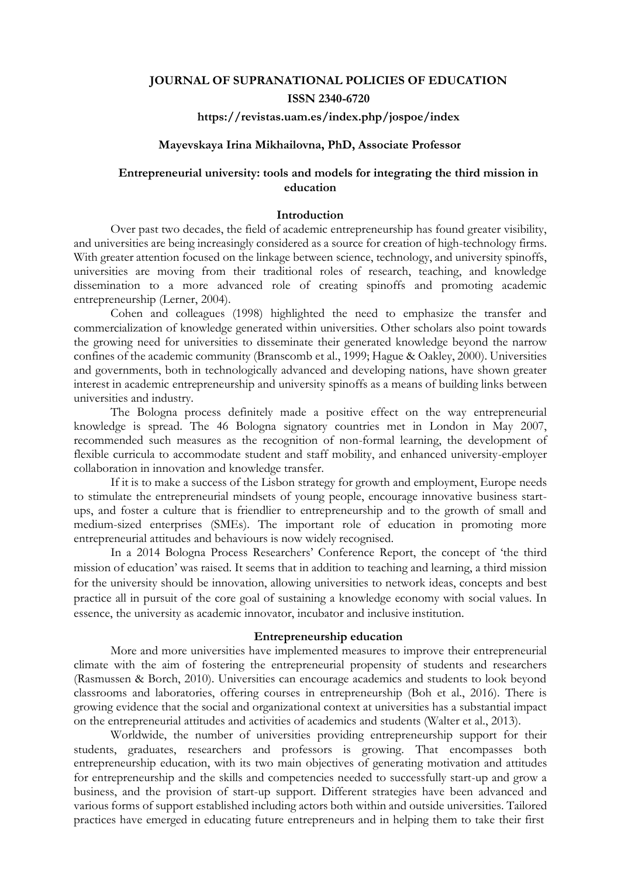**JOURNAL OF SUPRANATIONAL POLICIES OF EDUCATION**
**ISSN 2340-6720**
**https://revistas.uam.es/index.php/jospoe/index**

**Mayevskaya Irina Mikhailovna, PhD, Associate Professor**

# Entrepreneurial university: tools and models for integrating the third mission in education

## Introduction

Over past two decades, the field of academic entrepreneurship has found greater visibility, and universities are being increasingly considered as a source for creation of high-technology firms. With greater attention focused on the linkage between science, technology, and university spinoffs, universities are moving from their traditional roles of research, teaching, and knowledge dissemination to a more advanced role of creating spinoffs and promoting academic entrepreneurship (Lerner, 2004).

Cohen and colleagues (1998) highlighted the need to emphasize the transfer and commercialization of knowledge generated within universities. Other scholars also point towards the growing need for universities to disseminate their generated knowledge beyond the narrow confines of the academic community (Branscomb et al., 1999; Hague & Oakley, 2000). Universities and governments, both in technologically advanced and developing nations, have shown greater interest in academic entrepreneurship and university spinoffs as a means of building links between universities and industry.

The Bologna process definitely made a positive effect on the way entrepreneurial knowledge is spread. The 46 Bologna signatory countries met in London in May 2007, recommended such measures as the recognition of non-formal learning, the development of flexible curricula to accommodate student and staff mobility, and enhanced university-employer collaboration in innovation and knowledge transfer.

If it is to make a success of the Lisbon strategy for growth and employment, Europe needs to stimulate the entrepreneurial mindsets of young people, encourage innovative business start-ups, and foster a culture that is friendlier to entrepreneurship and to the growth of small and medium-sized enterprises (SMEs). The important role of education in promoting more entrepreneurial attitudes and behaviours is now widely recognised.

In a 2014 Bologna Process Researchers' Conference Report, the concept of 'the third mission of education' was raised. It seems that in addition to teaching and learning, a third mission for the university should be innovation, allowing universities to network ideas, concepts and best practice all in pursuit of the core goal of sustaining a knowledge economy with social values. In essence, the university as academic innovator, incubator and inclusive institution.

## Entrepreneurship education

More and more universities have implemented measures to improve their entrepreneurial climate with the aim of fostering the entrepreneurial propensity of students and researchers (Rasmussen & Borch, 2010). Universities can encourage academics and students to look beyond classrooms and laboratories, offering courses in entrepreneurship (Boh et al., 2016). There is growing evidence that the social and organizational context at universities has a substantial impact on the entrepreneurial attitudes and activities of academics and students (Walter et al., 2013).

Worldwide, the number of universities providing entrepreneurship support for their students, graduates, researchers and professors is growing. That encompasses both entrepreneurship education, with its two main objectives of generating motivation and attitudes for entrepreneurship and the skills and competencies needed to successfully start-up and grow a business, and the provision of start-up support. Different strategies have been advanced and various forms of support established including actors both within and outside universities. Tailored practices have emerged in educating future entrepreneurs and in helping them to take their first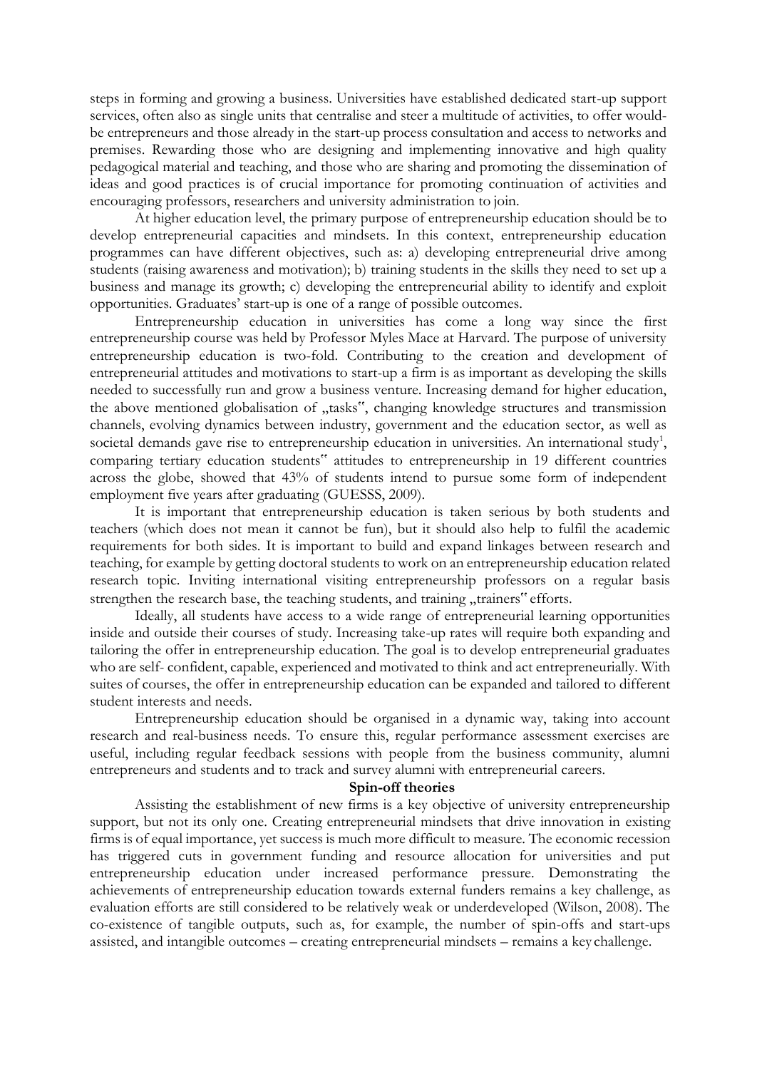steps in forming and growing a business. Universities have established dedicated start-up support services, often also as single units that centralise and steer a multitude of activities, to offer would-be entrepreneurs and those already in the start-up process consultation and access to networks and premises. Rewarding those who are designing and implementing innovative and high quality pedagogical material and teaching, and those who are sharing and promoting the dissemination of ideas and good practices is of crucial importance for promoting continuation of activities and encouraging professors, researchers and university administration to join.

At higher education level, the primary purpose of entrepreneurship education should be to develop entrepreneurial capacities and mindsets. In this context, entrepreneurship education programmes can have different objectives, such as: a) developing entrepreneurial drive among students (raising awareness and motivation); b) training students in the skills they need to set up a business and manage its growth; c) developing the entrepreneurial ability to identify and exploit opportunities. Graduates' start-up is one of a range of possible outcomes.

Entrepreneurship education in universities has come a long way since the first entrepreneurship course was held by Professor Myles Mace at Harvard. The purpose of university entrepreneurship education is two-fold. Contributing to the creation and development of entrepreneurial attitudes and motivations to start-up a firm is as important as developing the skills needed to successfully run and grow a business venture. Increasing demand for higher education, the above mentioned globalisation of „tasks", changing knowledge structures and transmission channels, evolving dynamics between industry, government and the education sector, as well as societal demands gave rise to entrepreneurship education in universities. An international study[1], comparing tertiary education students" attitudes to entrepreneurship in 19 different countries across the globe, showed that 43% of students intend to pursue some form of independent employment five years after graduating (GUESSS, 2009).

It is important that entrepreneurship education is taken serious by both students and teachers (which does not mean it cannot be fun), but it should also help to fulfil the academic requirements for both sides. It is important to build and expand linkages between research and teaching, for example by getting doctoral students to work on an entrepreneurship education related research topic. Inviting international visiting entrepreneurship professors on a regular basis strengthen the research base, the teaching students, and training „trainers" efforts.

Ideally, all students have access to a wide range of entrepreneurial learning opportunities inside and outside their courses of study. Increasing take-up rates will require both expanding and tailoring the offer in entrepreneurship education. The goal is to develop entrepreneurial graduates who are self- confident, capable, experienced and motivated to think and act entrepreneurially. With suites of courses, the offer in entrepreneurship education can be expanded and tailored to different student interests and needs.

Entrepreneurship education should be organised in a dynamic way, taking into account research and real-business needs. To ensure this, regular performance assessment exercises are useful, including regular feedback sessions with people from the business community, alumni entrepreneurs and students and to track and survey alumni with entrepreneurial careers.

## Spin-off theories

Assisting the establishment of new firms is a key objective of university entrepreneurship support, but not its only one. Creating entrepreneurial mindsets that drive innovation in existing firms is of equal importance, yet success is much more difficult to measure. The economic recession has triggered cuts in government funding and resource allocation for universities and put entrepreneurship education under increased performance pressure. Demonstrating the achievements of entrepreneurship education towards external funders remains a key challenge, as evaluation efforts are still considered to be relatively weak or underdeveloped (Wilson, 2008). The co-existence of tangible outputs, such as, for example, the number of spin-offs and start-ups assisted, and intangible outcomes – creating entrepreneurial mindsets – remains a key challenge.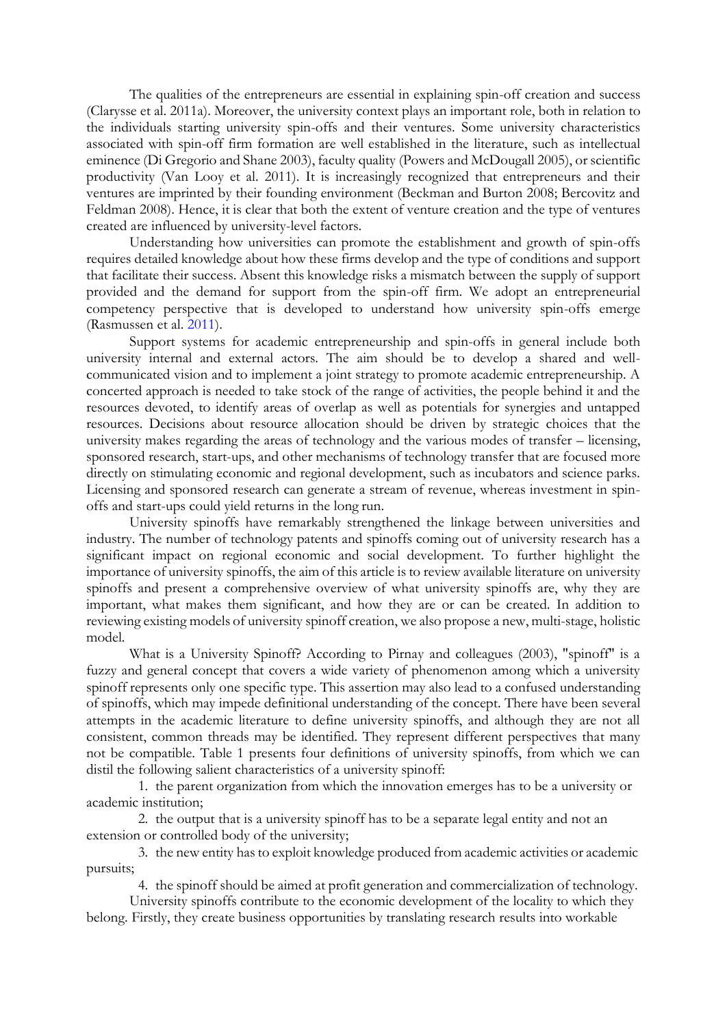The qualities of the entrepreneurs are essential in explaining spin-off creation and success (Clarysse et al. 2011a). Moreover, the university context plays an important role, both in relation to the individuals starting university spin-offs and their ventures. Some university characteristics associated with spin-off firm formation are well established in the literature, such as intellectual eminence (Di Gregorio and Shane 2003), faculty quality (Powers and McDougall 2005), or scientific productivity (Van Looy et al. 2011). It is increasingly recognized that entrepreneurs and their ventures are imprinted by their founding environment (Beckman and Burton 2008; Bercovitz and Feldman 2008). Hence, it is clear that both the extent of venture creation and the type of ventures created are influenced by university-level factors.

Understanding how universities can promote the establishment and growth of spin-offs requires detailed knowledge about how these firms develop and the type of conditions and support that facilitate their success. Absent this knowledge risks a mismatch between the supply of support provided and the demand for support from the spin-off firm. We adopt an entrepreneurial competency perspective that is developed to understand how university spin-offs emerge (Rasmussen et al. 2011).

Support systems for academic entrepreneurship and spin-offs in general include both university internal and external actors. The aim should be to develop a shared and well-communicated vision and to implement a joint strategy to promote academic entrepreneurship. A concerted approach is needed to take stock of the range of activities, the people behind it and the resources devoted, to identify areas of overlap as well as potentials for synergies and untapped resources. Decisions about resource allocation should be driven by strategic choices that the university makes regarding the areas of technology and the various modes of transfer – licensing, sponsored research, start-ups, and other mechanisms of technology transfer that are focused more directly on stimulating economic and regional development, such as incubators and science parks. Licensing and sponsored research can generate a stream of revenue, whereas investment in spin-offs and start-ups could yield returns in the long run.

University spinoffs have remarkably strengthened the linkage between universities and industry. The number of technology patents and spinoffs coming out of university research has a significant impact on regional economic and social development. To further highlight the importance of university spinoffs, the aim of this article is to review available literature on university spinoffs and present a comprehensive overview of what university spinoffs are, why they are important, what makes them significant, and how they are or can be created. In addition to reviewing existing models of university spinoff creation, we also propose a new, multi-stage, holistic model.

What is a University Spinoff? According to Pirnay and colleagues (2003), "spinoff" is a fuzzy and general concept that covers a wide variety of phenomenon among which a university spinoff represents only one specific type. This assertion may also lead to a confused understanding of spinoffs, which may impede definitional understanding of the concept. There have been several attempts in the academic literature to define university spinoffs, and although they are not all consistent, common threads may be identified. They represent different perspectives that many not be compatible. Table 1 presents four definitions of university spinoffs, from which we can distil the following salient characteristics of a university spinoff:

1. the parent organization from which the innovation emerges has to be a university or academic institution;
2. the output that is a university spinoff has to be a separate legal entity and not an extension or controlled body of the university;
3. the new entity has to exploit knowledge produced from academic activities or academic pursuits;
4. the spinoff should be aimed at profit generation and commercialization of technology.

University spinoffs contribute to the economic development of the locality to which they belong. Firstly, they create business opportunities by translating research results into workable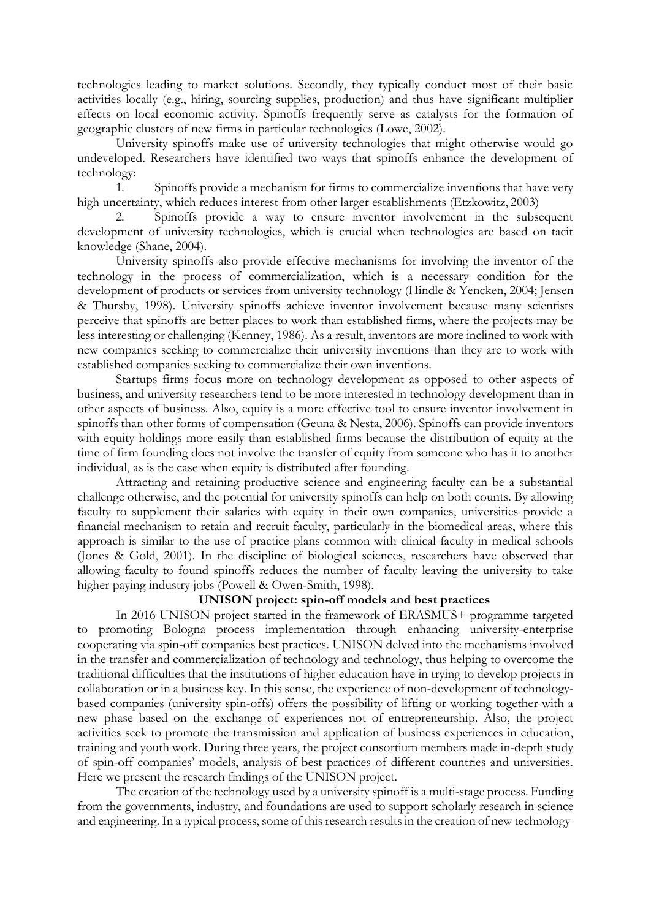technologies leading to market solutions. Secondly, they typically conduct most of their basic activities locally (e.g., hiring, sourcing supplies, production) and thus have significant multiplier effects on local economic activity. Spinoffs frequently serve as catalysts for the formation of geographic clusters of new firms in particular technologies (Lowe, 2002).

University spinoffs make use of university technologies that might otherwise would go undeveloped. Researchers have identified two ways that spinoffs enhance the development of technology:

1. Spinoffs provide a mechanism for firms to commercialize inventions that have very high uncertainty, which reduces interest from other larger establishments (Etzkowitz, 2003)
2. Spinoffs provide a way to ensure inventor involvement in the subsequent development of university technologies, which is crucial when technologies are based on tacit knowledge (Shane, 2004).

University spinoffs also provide effective mechanisms for involving the inventor of the technology in the process of commercialization, which is a necessary condition for the development of products or services from university technology (Hindle & Yencken, 2004; Jensen & Thursby, 1998). University spinoffs achieve inventor involvement because many scientists perceive that spinoffs are better places to work than established firms, where the projects may be less interesting or challenging (Kenney, 1986). As a result, inventors are more inclined to work with new companies seeking to commercialize their university inventions than they are to work with established companies seeking to commercialize their own inventions.

Startups firms focus more on technology development as opposed to other aspects of business, and university researchers tend to be more interested in technology development than in other aspects of business. Also, equity is a more effective tool to ensure inventor involvement in spinoffs than other forms of compensation (Geuna & Nesta, 2006). Spinoffs can provide inventors with equity holdings more easily than established firms because the distribution of equity at the time of firm founding does not involve the transfer of equity from someone who has it to another individual, as is the case when equity is distributed after founding.

Attracting and retaining productive science and engineering faculty can be a substantial challenge otherwise, and the potential for university spinoffs can help on both counts. By allowing faculty to supplement their salaries with equity in their own companies, universities provide a financial mechanism to retain and recruit faculty, particularly in the biomedical areas, where this approach is similar to the use of practice plans common with clinical faculty in medical schools (Jones & Gold, 2001). In the discipline of biological sciences, researchers have observed that allowing faculty to found spinoffs reduces the number of faculty leaving the university to take higher paying industry jobs (Powell & Owen-Smith, 1998).

## UNISON project: spin-off models and best practices

In 2016 UNISON project started in the framework of ERASMUS+ programme targeted to promoting Bologna process implementation through enhancing university-enterprise cooperating via spin-off companies best practices. UNISON delved into the mechanisms involved in the transfer and commercialization of technology and technology, thus helping to overcome the traditional difficulties that the institutions of higher education have in trying to develop projects in collaboration or in a business key. In this sense, the experience of non-development of technology-based companies (university spin-offs) offers the possibility of lifting or working together with a new phase based on the exchange of experiences not of entrepreneurship. Also, the project activities seek to promote the transmission and application of business experiences in education, training and youth work. During three years, the project consortium members made in-depth study of spin-off companies' models, analysis of best practices of different countries and universities. Here we present the research findings of the UNISON project.

The creation of the technology used by a university spinoff is a multi-stage process. Funding from the governments, industry, and foundations are used to support scholarly research in science and engineering. In a typical process, some of this research results in the creation of new technology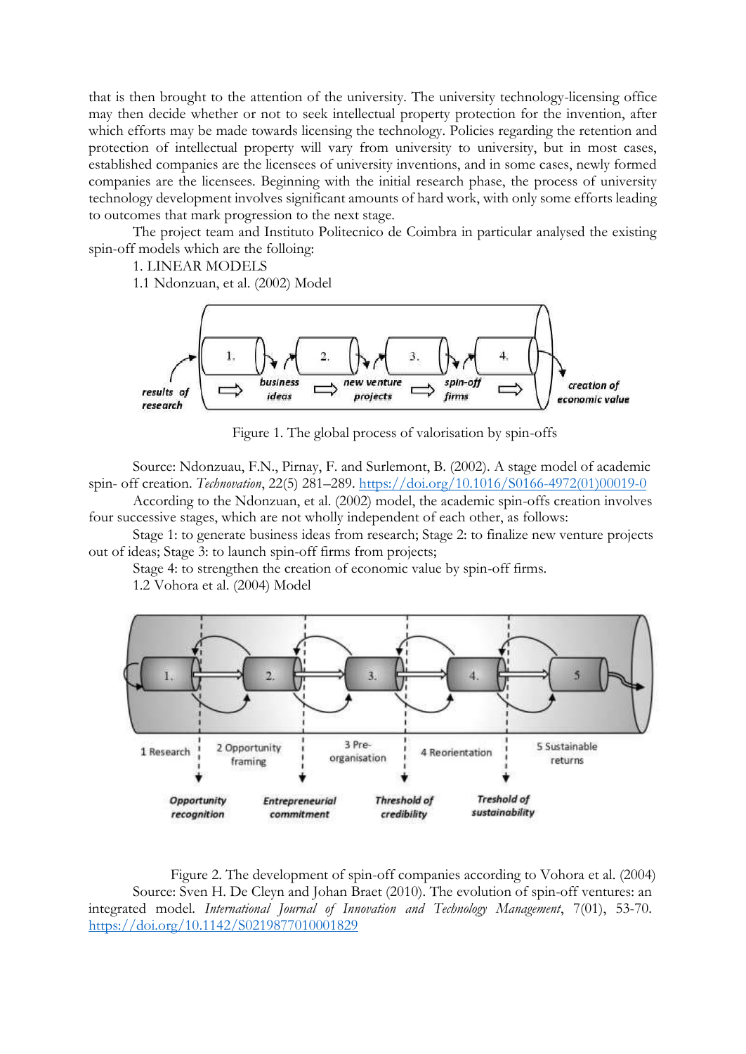that is then brought to the attention of the university. The university technology-licensing office may then decide whether or not to seek intellectual property protection for the invention, after which efforts may be made towards licensing the technology. Policies regarding the retention and protection of intellectual property will vary from university to university, but in most cases, established companies are the licensees of university inventions, and in some cases, newly formed companies are the licensees. Beginning with the initial research phase, the process of university technology development involves significant amounts of hard work, with only some efforts leading to outcomes that mark progression to the next stage.

The project team and Instituto Politecnico de Coimbra in particular analysed the existing spin-off models which are the folloing:

1. LINEAR MODELS

1.1 Ndonzuan, et al. (2002) Model

Figure 1. The global process of valorisation by spin-offs

Source: Ndonzuau, F.N., Pirnay, F. and Surlemont, B. (2002). A stage model of academic spin- off creation. *Technovation*, 22(5) 281–289. https://doi.org/10.1016/S0166-4972(01)00019-0

According to the Ndonzuan, et al. (2002) model, the academic spin-offs creation involves four successive stages, which are not wholly independent of each other, as follows:

Stage 1: to generate business ideas from research; Stage 2: to finalize new venture projects out of ideas; Stage 3: to launch spin-off firms from projects;

Stage 4: to strengthen the creation of economic value by spin-off firms.

1.2 Vohora et al. (2004) Model

Figure 2. The development of spin-off companies according to Vohora et al. (2004)

Source: Sven H. De Cleyn and Johan Braet (2010). The evolution of spin-off ventures: an integrated model. *International Journal of Innovation and Technology Management*, 7(01), 53-70. https://doi.org/10.1142/S0219877010001829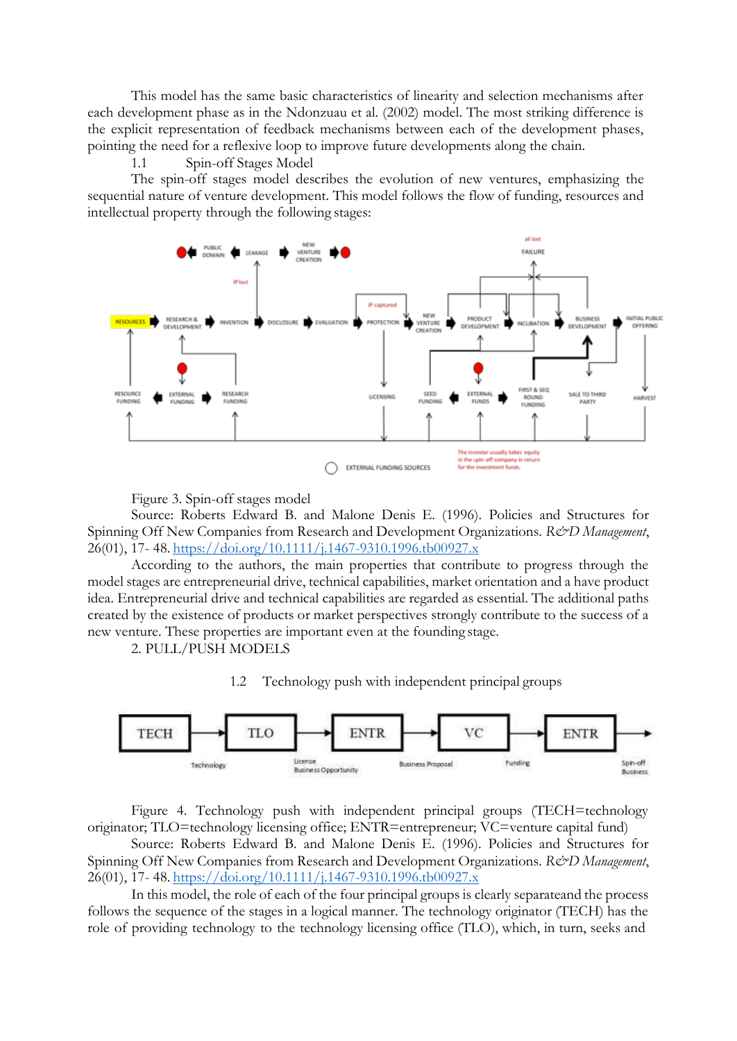This model has the same basic characteristics of linearity and selection mechanisms after each development phase as in the Ndonzuau et al. (2002) model. The most striking difference is the explicit representation of feedback mechanisms between each of the development phases, pointing the need for a reflexive loop to improve future developments along the chain.

### 1.1 Spin-off Stages Model

The spin-off stages model describes the evolution of new ventures, emphasizing the sequential nature of venture development. This model follows the flow of funding, resources and intellectual property through the following stages:

Figure 3. Spin-off stages model

Source: Roberts Edward B. and Malone Denis E. (1996). Policies and Structures for Spinning Off New Companies from Research and Development Organizations. *R&D Management*, 26(01), 17- 48. https://doi.org/10.1111/j.1467-9310.1996.tb00927.x

According to the authors, the main properties that contribute to progress through the model stages are entrepreneurial drive, technical capabilities, market orientation and a have product idea. Entrepreneurial drive and technical capabilities are regarded as essential. The additional paths created by the existence of products or market perspectives strongly contribute to the success of a new venture. These properties are important even at the founding stage.

## 2. PULL/PUSH MODELS

### 1.2 Technology push with independent principal groups

Figure 4. Technology push with independent principal groups (TECH=technology originator; TLO=technology licensing office; ENTR=entrepreneur; VC=venture capital fund)

Source: Roberts Edward B. and Malone Denis E. (1996). Policies and Structures for Spinning Off New Companies from Research and Development Organizations. *R&D Management*, 26(01), 17- 48. https://doi.org/10.1111/j.1467-9310.1996.tb00927.x

In this model, the role of each of the four principal groups is clearly separateand the process follows the sequence of the stages in a logical manner. The technology originator (TECH) has the role of providing technology to the technology licensing office (TLO), which, in turn, seeks and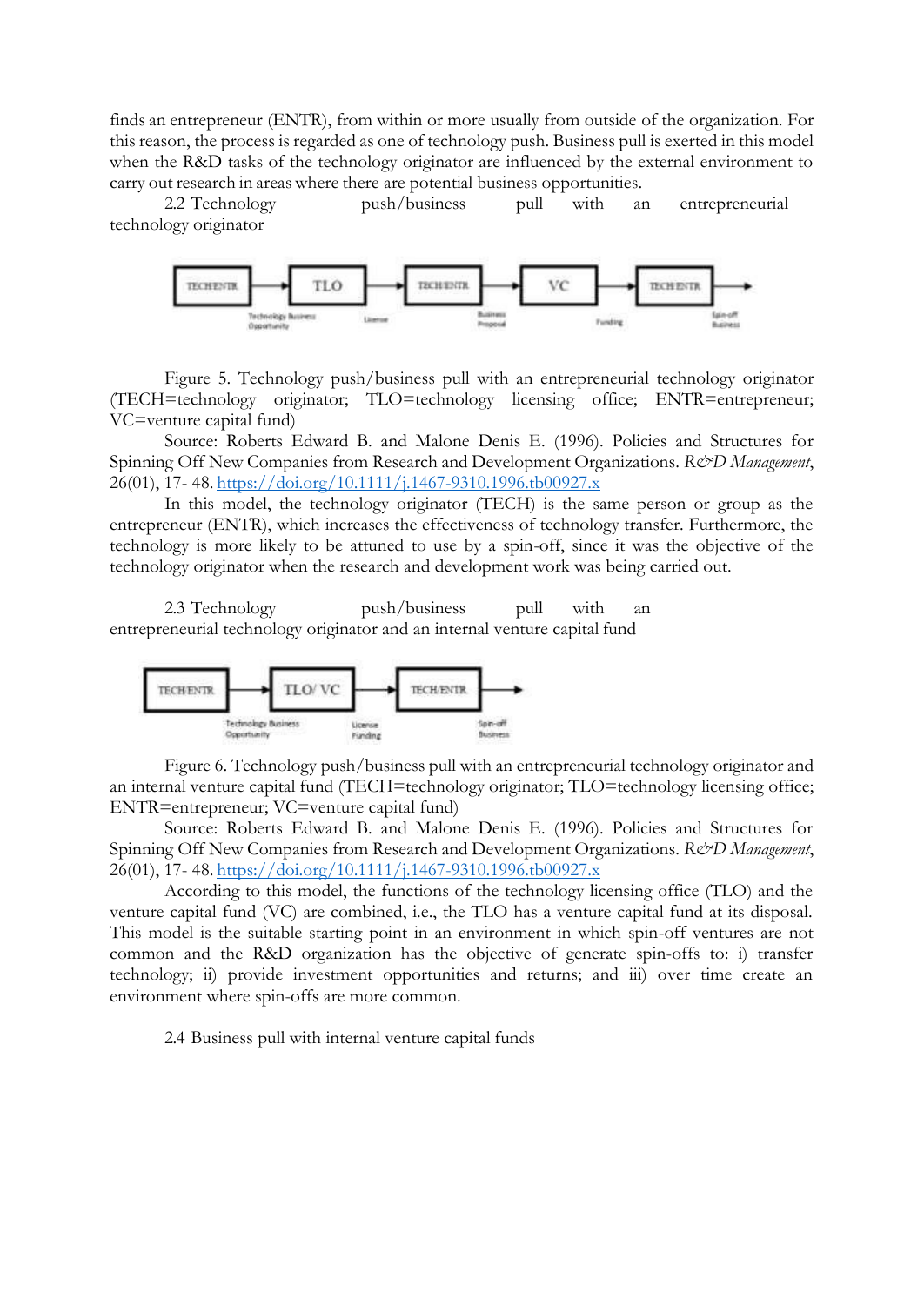finds an entrepreneur (ENTR), from within or more usually from outside of the organization. For this reason, the process is regarded as one of technology push. Business pull is exerted in this model when the R&D tasks of the technology originator are influenced by the external environment to carry out research in areas where there are potential business opportunities.

2.2 Technology push/business pull with an entrepreneurial technology originator

Figure 5. Technology push/business pull with an entrepreneurial technology originator (TECH=technology originator; TLO=technology licensing office; ENTR=entrepreneur; VC=venture capital fund)

Source: Roberts Edward B. and Malone Denis E. (1996). Policies and Structures for Spinning Off New Companies from Research and Development Organizations. *R&D Management*, 26(01), 17- 48. https://doi.org/10.1111/j.1467-9310.1996.tb00927.x

In this model, the technology originator (TECH) is the same person or group as the entrepreneur (ENTR), which increases the effectiveness of technology transfer. Furthermore, the technology is more likely to be attuned to use by a spin-off, since it was the objective of the technology originator when the research and development work was being carried out.

2.3 Technology push/business pull with an entrepreneurial technology originator and an internal venture capital fund

Figure 6. Technology push/business pull with an entrepreneurial technology originator and an internal venture capital fund (TECH=technology originator; TLO=technology licensing office; ENTR=entrepreneur; VC=venture capital fund)

Source: Roberts Edward B. and Malone Denis E. (1996). Policies and Structures for Spinning Off New Companies from Research and Development Organizations. *R&D Management*, 26(01), 17- 48. https://doi.org/10.1111/j.1467-9310.1996.tb00927.x

According to this model, the functions of the technology licensing office (TLO) and the venture capital fund (VC) are combined, i.e., the TLO has a venture capital fund at its disposal. This model is the suitable starting point in an environment in which spin-off ventures are not common and the R&D organization has the objective of generate spin-offs to: i) transfer technology; ii) provide investment opportunities and returns; and iii) over time create an environment where spin-offs are more common.

2.4 Business pull with internal venture capital funds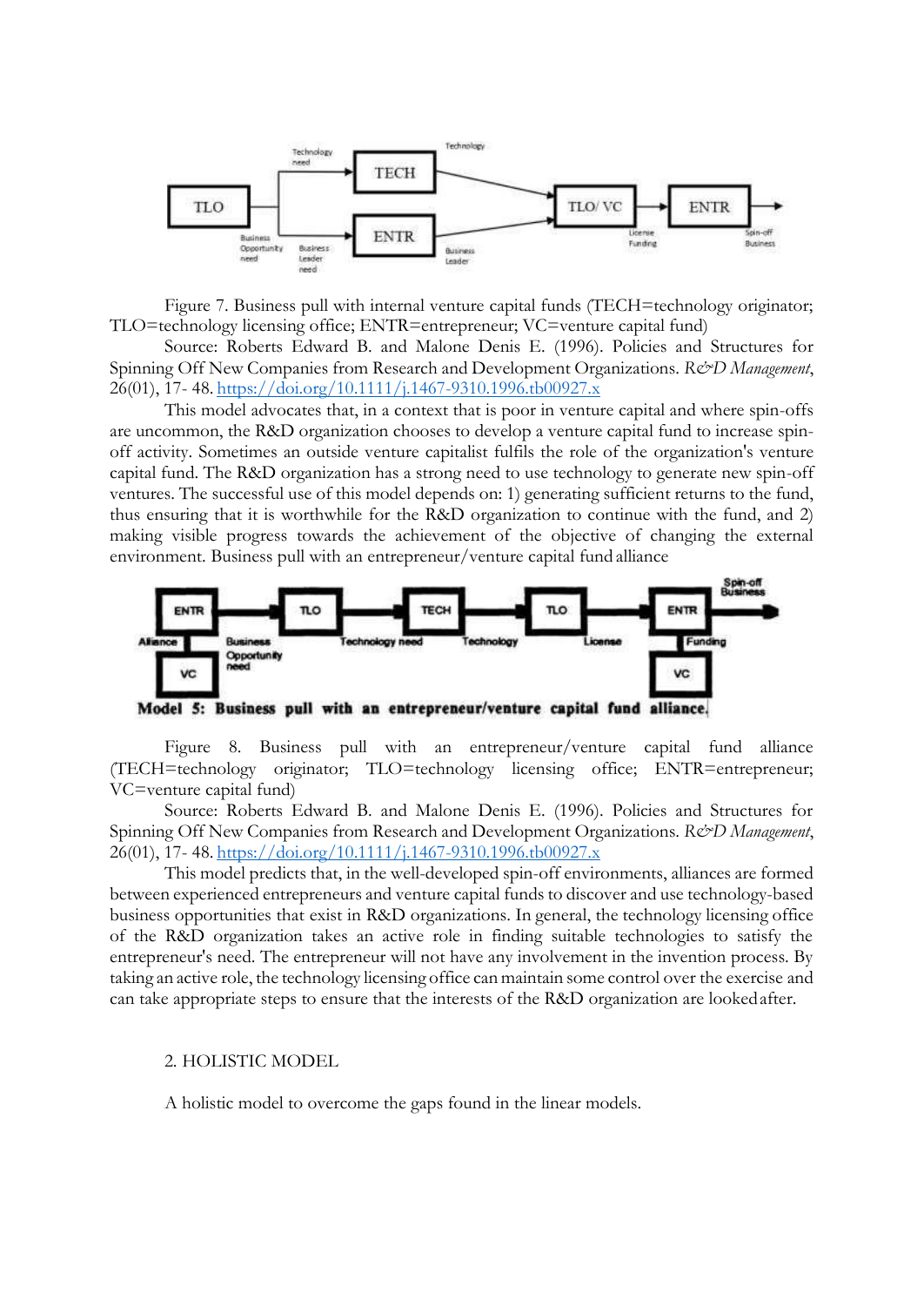Figure 7. Business pull with internal venture capital funds (TECH=technology originator; TLO=technology licensing office; ENTR=entrepreneur; VC=venture capital fund)

Source: Roberts Edward B. and Malone Denis E. (1996). Policies and Structures for Spinning Off New Companies from Research and Development Organizations. *R&D Management*, 26(01), 17- 48. https://doi.org/10.1111/j.1467-9310.1996.tb00927.x

This model advocates that, in a context that is poor in venture capital and where spin-offs are uncommon, the R&D organization chooses to develop a venture capital fund to increase spin-off activity. Sometimes an outside venture capitalist fulfils the role of the organization's venture capital fund. The R&D organization has a strong need to use technology to generate new spin-off ventures. The successful use of this model depends on: 1) generating sufficient returns to the fund, thus ensuring that it is worthwhile for the R&D organization to continue with the fund, and 2) making visible progress towards the achievement of the objective of changing the external environment. Business pull with an entrepreneur/venture capital fund alliance

**Model 5: Business pull with an entrepreneur/venture capital fund alliance.**

Figure 8. Business pull with an entrepreneur/venture capital fund alliance (TECH=technology originator; TLO=technology licensing office; ENTR=entrepreneur; VC=venture capital fund)

Source: Roberts Edward B. and Malone Denis E. (1996). Policies and Structures for Spinning Off New Companies from Research and Development Organizations. *R&D Management*, 26(01), 17- 48. https://doi.org/10.1111/j.1467-9310.1996.tb00927.x

This model predicts that, in the well-developed spin-off environments, alliances are formed between experienced entrepreneurs and venture capital funds to discover and use technology-based business opportunities that exist in R&D organizations. In general, the technology licensing office of the R&D organization takes an active role in finding suitable technologies to satisfy the entrepreneur's need. The entrepreneur will not have any involvement in the invention process. By taking an active role, the technology licensing office can maintain some control over the exercise and can take appropriate steps to ensure that the interests of the R&D organization are looked after.

## 2. HOLISTIC MODEL

A holistic model to overcome the gaps found in the linear models.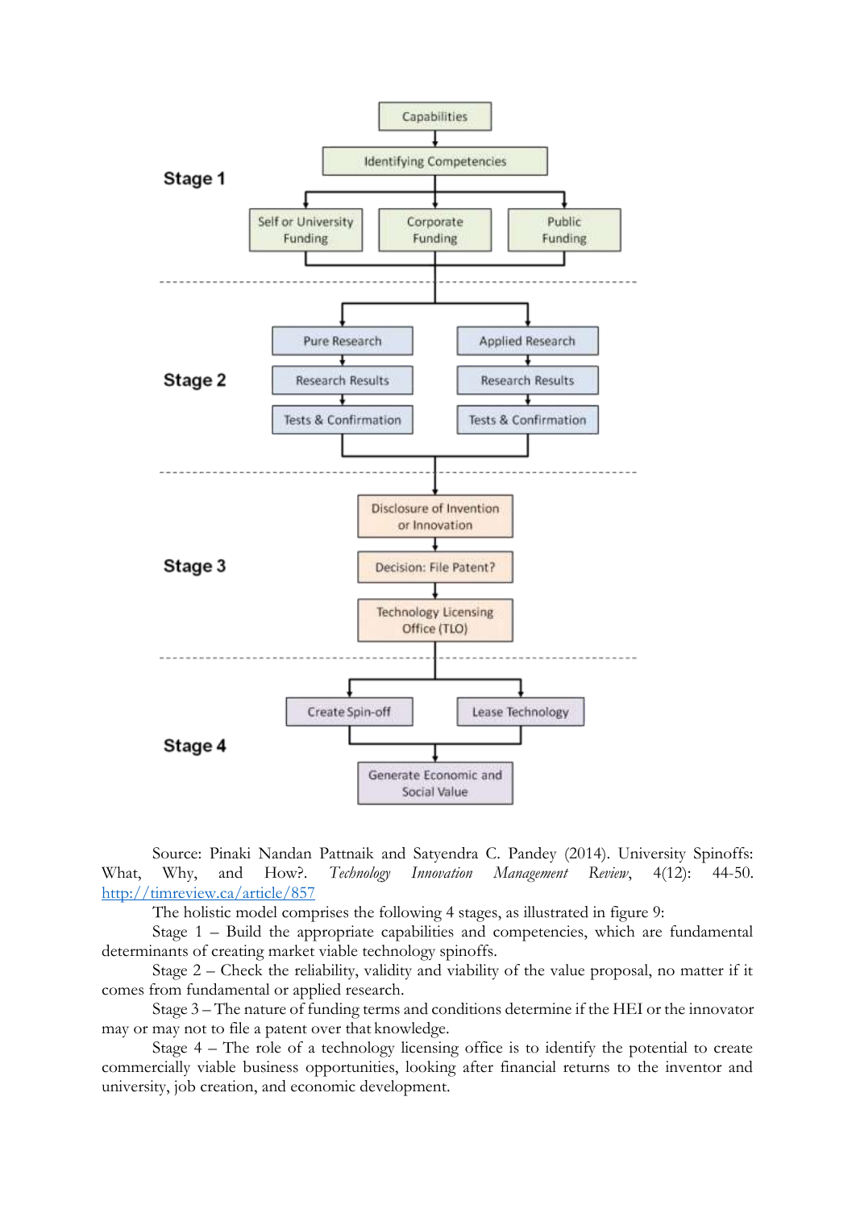**Stage 1**

- Capabilities
- Identifying Competencies
- Self or University Funding | Corporate Funding | Public Funding

**Stage 2**

- Pure Research → Research Results → Tests & Confirmation
- Applied Research → Research Results → Tests & Confirmation

**Stage 3**

- Disclosure of Invention or Innovation
- Decision: File Patent?
- Technology Licensing Office (TLO)

**Stage 4**

- Create Spin-off | Lease Technology
- Generate Economic and Social Value

Source: Pinaki Nandan Pattnaik and Satyendra C. Pandey (2014). University Spinoffs: What, Why, and How?. *Technology Innovation Management Review*, 4(12): 44-50. [http://timreview.ca/article/857](http://timreview.ca/article/857)

The holistic model comprises the following 4 stages, as illustrated in figure 9:

Stage 1 – Build the appropriate capabilities and competencies, which are fundamental determinants of creating market viable technology spinoffs.

Stage 2 – Check the reliability, validity and viability of the value proposal, no matter if it comes from fundamental or applied research.

Stage 3 – The nature of funding terms and conditions determine if the HEI or the innovator may or may not to file a patent over that knowledge.

Stage 4 – The role of a technology licensing office is to identify the potential to create commercially viable business opportunities, looking after financial returns to the inventor and university, job creation, and economic development.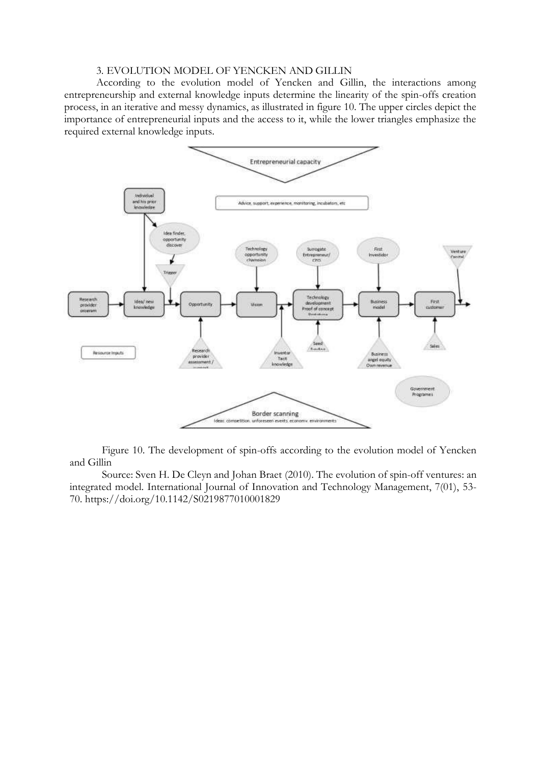### 3. EVOLUTION MODEL OF YENCKEN AND GILLIN

According to the evolution model of Yencken and Gillin, the interactions among entrepreneurship and external knowledge inputs determine the linearity of the spin-offs creation process, in an iterative and messy dynamics, as illustrated in figure 10. The upper circles depict the importance of entrepreneurial inputs and the access to it, while the lower triangles emphasize the required external knowledge inputs.

Figure 10. The development of spin-offs according to the evolution model of Yencken and Gillin

Source: Sven H. De Cleyn and Johan Braet (2010). The evolution of spin-off ventures: an integrated model. International Journal of Innovation and Technology Management, 7(01), 53-70. https://doi.org/10.1142/S0219877010001829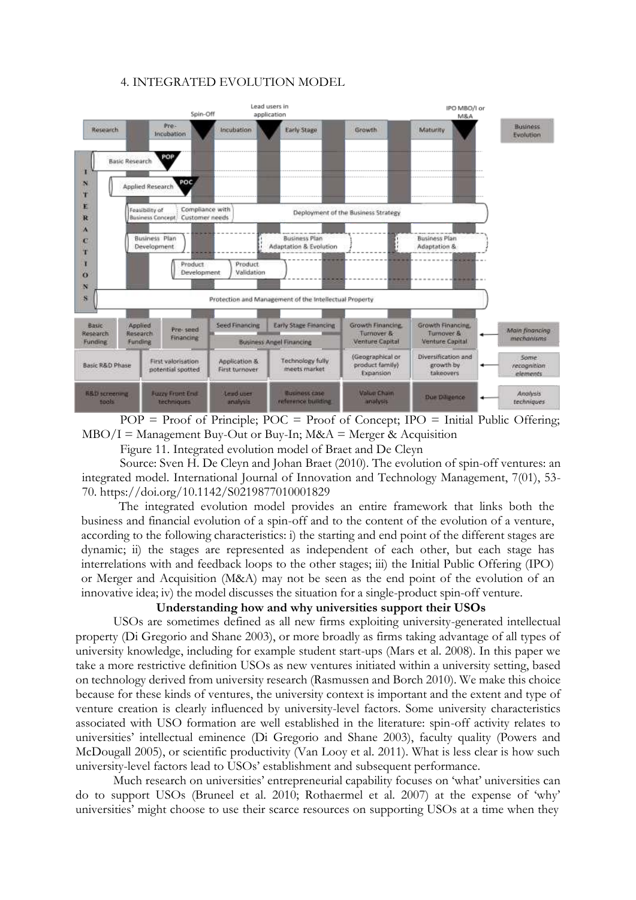## 4. INTEGRATED EVOLUTION MODEL

POP = Proof of Principle; POC = Proof of Concept; IPO = Initial Public Offering; MBO/I = Management Buy-Out or Buy-In; M&A = Merger & Acquisition

Figure 11. Integrated evolution model of Braet and De Cleyn

Source: Sven H. De Cleyn and Johan Braet (2010). The evolution of spin-off ventures: an integrated model. International Journal of Innovation and Technology Management, 7(01), 53-70. https://doi.org/10.1142/S0219877010001829

The integrated evolution model provides an entire framework that links both the business and financial evolution of a spin-off and to the content of the evolution of a venture, according to the following characteristics: i) the starting and end point of the different stages are dynamic; ii) the stages are represented as independent of each other, but each stage has interrelations with and feedback loops to the other stages; iii) the Initial Public Offering (IPO) or Merger and Acquisition (M&A) may not be seen as the end point of the evolution of an innovative idea; iv) the model discusses the situation for a single-product spin-off venture.

**Understanding how and why universities support their USOs**

USOs are sometimes defined as all new firms exploiting university-generated intellectual property (Di Gregorio and Shane 2003), or more broadly as firms taking advantage of all types of university knowledge, including for example student start-ups (Mars et al. 2008). In this paper we take a more restrictive definition USOs as new ventures initiated within a university setting, based on technology derived from university research (Rasmussen and Borch 2010). We make this choice because for these kinds of ventures, the university context is important and the extent and type of venture creation is clearly influenced by university-level factors. Some university characteristics associated with USO formation are well established in the literature: spin-off activity relates to universities' intellectual eminence (Di Gregorio and Shane 2003), faculty quality (Powers and McDougall 2005), or scientific productivity (Van Looy et al. 2011). What is less clear is how such university-level factors lead to USOs' establishment and subsequent performance.

Much research on universities' entrepreneurial capability focuses on 'what' universities can do to support USOs (Bruneel et al. 2010; Rothaermel et al. 2007) at the expense of 'why' universities' might choose to use their scarce resources on supporting USOs at a time when they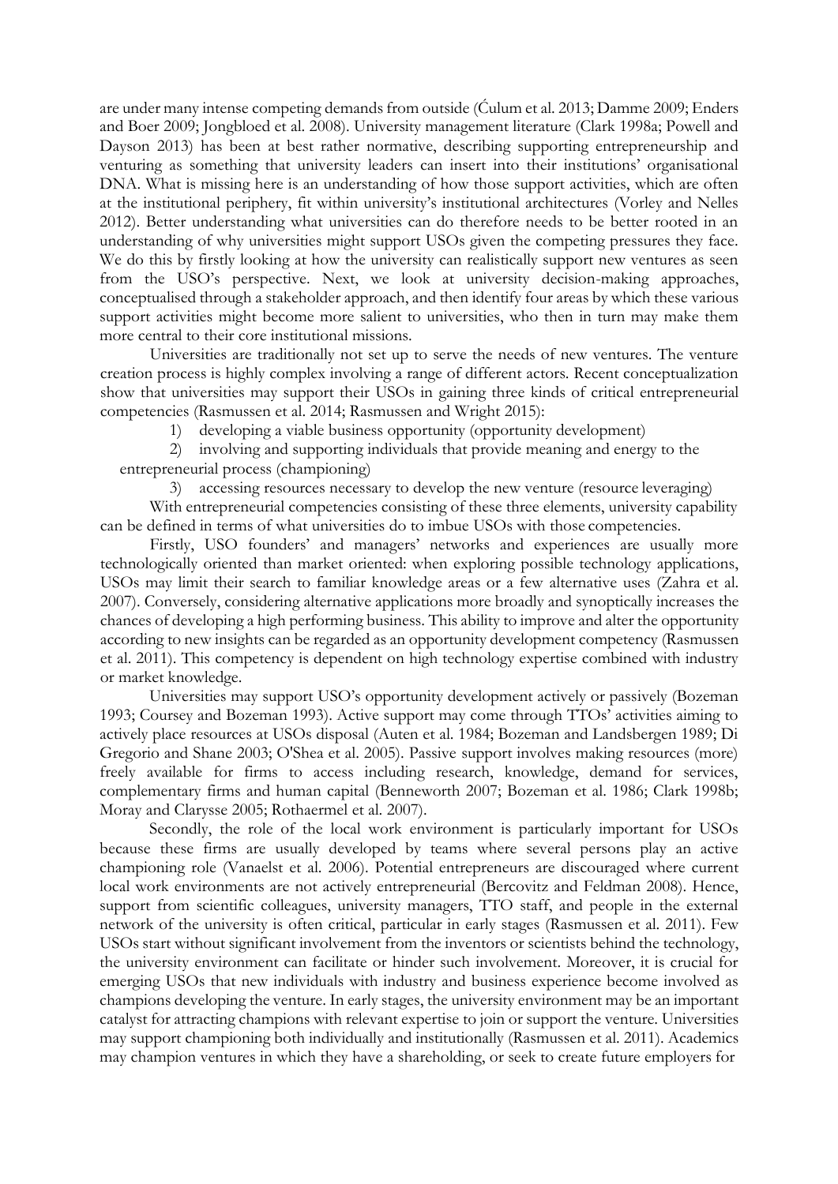are under many intense competing demands from outside (Ćulum et al. 2013; Damme 2009; Enders and Boer 2009; Jongbloed et al. 2008). University management literature (Clark 1998a; Powell and Dayson 2013) has been at best rather normative, describing supporting entrepreneurship and venturing as something that university leaders can insert into their institutions' organisational DNA. What is missing here is an understanding of how those support activities, which are often at the institutional periphery, fit within university's institutional architectures (Vorley and Nelles 2012). Better understanding what universities can do therefore needs to be better rooted in an understanding of why universities might support USOs given the competing pressures they face. We do this by firstly looking at how the university can realistically support new ventures as seen from the USO's perspective. Next, we look at university decision-making approaches, conceptualised through a stakeholder approach, and then identify four areas by which these various support activities might become more salient to universities, who then in turn may make them more central to their core institutional missions.

Universities are traditionally not set up to serve the needs of new ventures. The venture creation process is highly complex involving a range of different actors. Recent conceptualization show that universities may support their USOs in gaining three kinds of critical entrepreneurial competencies (Rasmussen et al. 2014; Rasmussen and Wright 2015):

1) developing a viable business opportunity (opportunity development)
2) involving and supporting individuals that provide meaning and energy to the entrepreneurial process (championing)
3) accessing resources necessary to develop the new venture (resource leveraging)

With entrepreneurial competencies consisting of these three elements, university capability can be defined in terms of what universities do to imbue USOs with those competencies.

Firstly, USO founders' and managers' networks and experiences are usually more technologically oriented than market oriented: when exploring possible technology applications, USOs may limit their search to familiar knowledge areas or a few alternative uses (Zahra et al. 2007). Conversely, considering alternative applications more broadly and synoptically increases the chances of developing a high performing business. This ability to improve and alter the opportunity according to new insights can be regarded as an opportunity development competency (Rasmussen et al. 2011). This competency is dependent on high technology expertise combined with industry or market knowledge.

Universities may support USO's opportunity development actively or passively (Bozeman 1993; Coursey and Bozeman 1993). Active support may come through TTOs' activities aiming to actively place resources at USOs disposal (Auten et al. 1984; Bozeman and Landsbergen 1989; Di Gregorio and Shane 2003; O'Shea et al. 2005). Passive support involves making resources (more) freely available for firms to access including research, knowledge, demand for services, complementary firms and human capital (Benneworth 2007; Bozeman et al. 1986; Clark 1998b; Moray and Clarysse 2005; Rothaermel et al. 2007).

Secondly, the role of the local work environment is particularly important for USOs because these firms are usually developed by teams where several persons play an active championing role (Vanaelst et al. 2006). Potential entrepreneurs are discouraged where current local work environments are not actively entrepreneurial (Bercovitz and Feldman 2008). Hence, support from scientific colleagues, university managers, TTO staff, and people in the external network of the university is often critical, particular in early stages (Rasmussen et al. 2011). Few USOs start without significant involvement from the inventors or scientists behind the technology, the university environment can facilitate or hinder such involvement. Moreover, it is crucial for emerging USOs that new individuals with industry and business experience become involved as champions developing the venture. In early stages, the university environment may be an important catalyst for attracting champions with relevant expertise to join or support the venture. Universities may support championing both individually and institutionally (Rasmussen et al. 2011). Academics may champion ventures in which they have a shareholding, or seek to create future employers for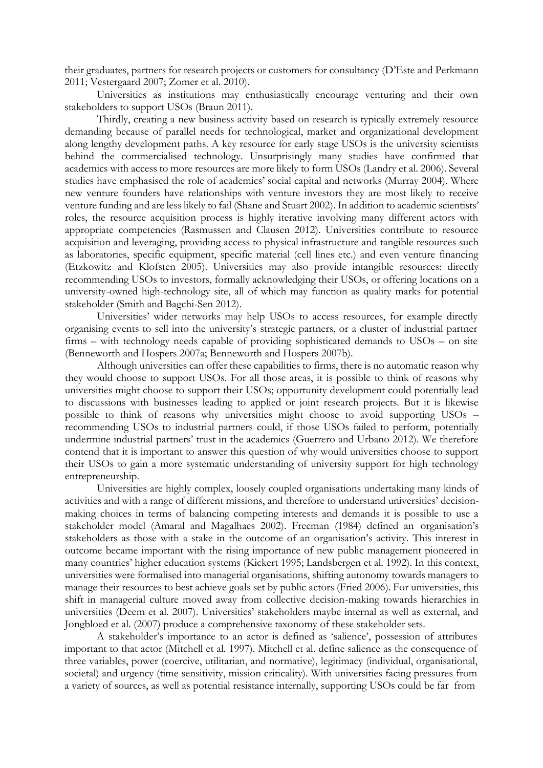their graduates, partners for research projects or customers for consultancy (D'Este and Perkmann 2011; Vestergaard 2007; Zomer et al. 2010).

Universities as institutions may enthusiastically encourage venturing and their own stakeholders to support USOs (Braun 2011).

Thirdly, creating a new business activity based on research is typically extremely resource demanding because of parallel needs for technological, market and organizational development along lengthy development paths. A key resource for early stage USOs is the university scientists behind the commercialised technology. Unsurprisingly many studies have confirmed that academics with access to more resources are more likely to form USOs (Landry et al. 2006). Several studies have emphasised the role of academics' social capital and networks (Murray 2004). Where new venture founders have relationships with venture investors they are most likely to receive venture funding and are less likely to fail (Shane and Stuart 2002). In addition to academic scientists' roles, the resource acquisition process is highly iterative involving many different actors with appropriate competencies (Rasmussen and Clausen 2012). Universities contribute to resource acquisition and leveraging, providing access to physical infrastructure and tangible resources such as laboratories, specific equipment, specific material (cell lines etc.) and even venture financing (Etzkowitz and Klofsten 2005). Universities may also provide intangible resources: directly recommending USOs to investors, formally acknowledging their USOs, or offering locations on a university-owned high-technology site, all of which may function as quality marks for potential stakeholder (Smith and Bagchi-Sen 2012).

Universities' wider networks may help USOs to access resources, for example directly organising events to sell into the university's strategic partners, or a cluster of industrial partner firms – with technology needs capable of providing sophisticated demands to USOs – on site (Benneworth and Hospers 2007a; Benneworth and Hospers 2007b).

Although universities can offer these capabilities to firms, there is no automatic reason why they would choose to support USOs. For all those areas, it is possible to think of reasons why universities might choose to support their USOs; opportunity development could potentially lead to discussions with businesses leading to applied or joint research projects. But it is likewise possible to think of reasons why universities might choose to avoid supporting USOs – recommending USOs to industrial partners could, if those USOs failed to perform, potentially undermine industrial partners' trust in the academics (Guerrero and Urbano 2012). We therefore contend that it is important to answer this question of why would universities choose to support their USOs to gain a more systematic understanding of university support for high technology entrepreneurship.

Universities are highly complex, loosely coupled organisations undertaking many kinds of activities and with a range of different missions, and therefore to understand universities' decision-making choices in terms of balancing competing interests and demands it is possible to use a stakeholder model (Amaral and Magalhaes 2002). Freeman (1984) defined an organisation's stakeholders as those with a stake in the outcome of an organisation's activity. This interest in outcome became important with the rising importance of new public management pioneered in many countries' higher education systems (Kickert 1995; Landsbergen et al. 1992). In this context, universities were formalised into managerial organisations, shifting autonomy towards managers to manage their resources to best achieve goals set by public actors (Fried 2006). For universities, this shift in managerial culture moved away from collective decision-making towards hierarchies in universities (Deem et al. 2007). Universities' stakeholders maybe internal as well as external, and Jongbloed et al. (2007) produce a comprehensive taxonomy of these stakeholder sets.

A stakeholder's importance to an actor is defined as 'salience', possession of attributes important to that actor (Mitchell et al. 1997). Mitchell et al. define salience as the consequence of three variables, power (coercive, utilitarian, and normative), legitimacy (individual, organisational, societal) and urgency (time sensitivity, mission criticality). With universities facing pressures from a variety of sources, as well as potential resistance internally, supporting USOs could be far from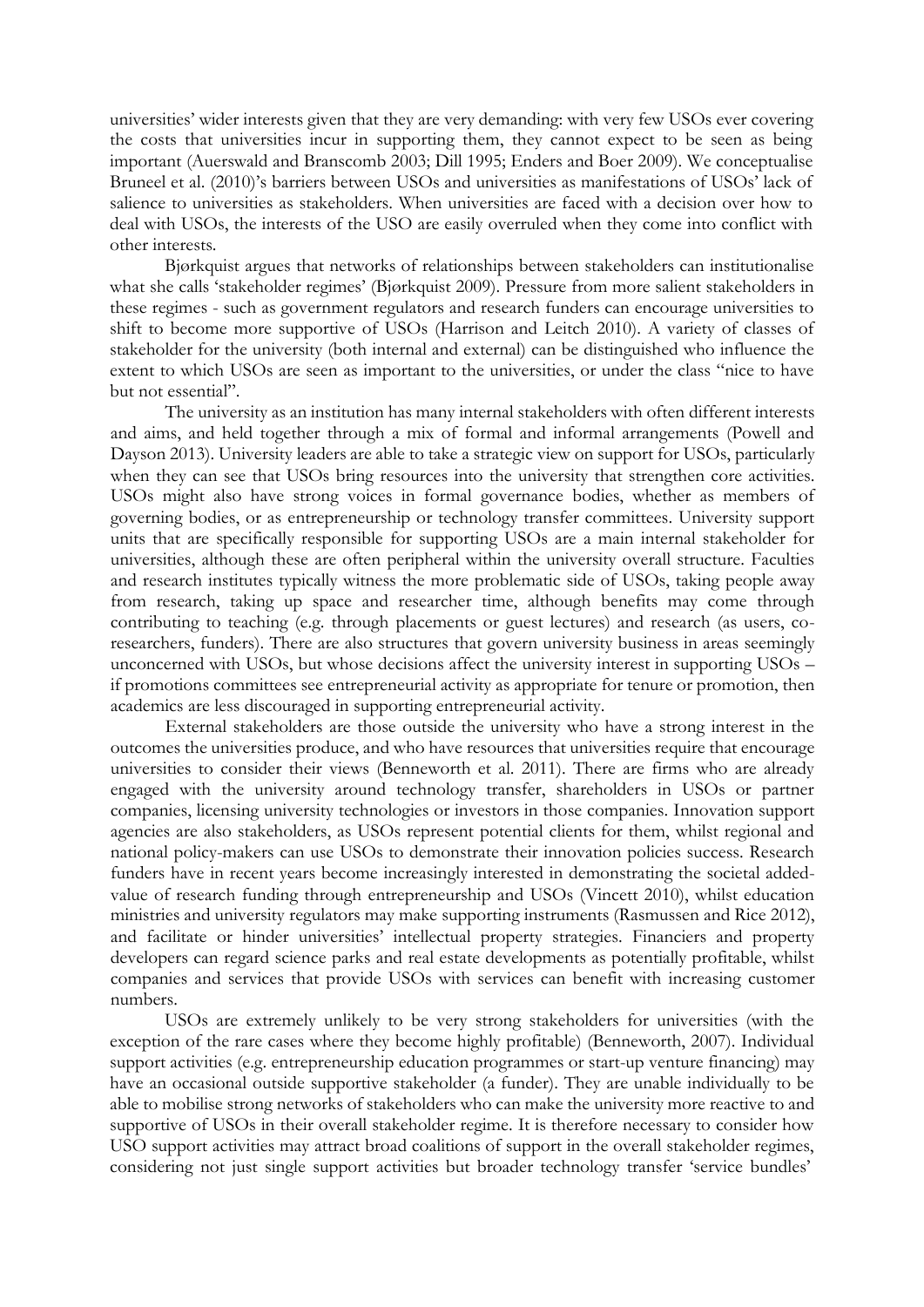universities' wider interests given that they are very demanding: with very few USOs ever covering the costs that universities incur in supporting them, they cannot expect to be seen as being important (Auerswald and Branscomb 2003; Dill 1995; Enders and Boer 2009). We conceptualise Bruneel et al. (2010)'s barriers between USOs and universities as manifestations of USOs' lack of salience to universities as stakeholders. When universities are faced with a decision over how to deal with USOs, the interests of the USO are easily overruled when they come into conflict with other interests.

Bjørkquist argues that networks of relationships between stakeholders can institutionalise what she calls 'stakeholder regimes' (Bjørkquist 2009). Pressure from more salient stakeholders in these regimes - such as government regulators and research funders can encourage universities to shift to become more supportive of USOs (Harrison and Leitch 2010). A variety of classes of stakeholder for the university (both internal and external) can be distinguished who influence the extent to which USOs are seen as important to the universities, or under the class "nice to have but not essential".

The university as an institution has many internal stakeholders with often different interests and aims, and held together through a mix of formal and informal arrangements (Powell and Dayson 2013). University leaders are able to take a strategic view on support for USOs, particularly when they can see that USOs bring resources into the university that strengthen core activities. USOs might also have strong voices in formal governance bodies, whether as members of governing bodies, or as entrepreneurship or technology transfer committees. University support units that are specifically responsible for supporting USOs are a main internal stakeholder for universities, although these are often peripheral within the university overall structure. Faculties and research institutes typically witness the more problematic side of USOs, taking people away from research, taking up space and researcher time, although benefits may come through contributing to teaching (e.g. through placements or guest lectures) and research (as users, co-researchers, funders). There are also structures that govern university business in areas seemingly unconcerned with USOs, but whose decisions affect the university interest in supporting USOs – if promotions committees see entrepreneurial activity as appropriate for tenure or promotion, then academics are less discouraged in supporting entrepreneurial activity.

External stakeholders are those outside the university who have a strong interest in the outcomes the universities produce, and who have resources that universities require that encourage universities to consider their views (Benneworth et al. 2011). There are firms who are already engaged with the university around technology transfer, shareholders in USOs or partner companies, licensing university technologies or investors in those companies. Innovation support agencies are also stakeholders, as USOs represent potential clients for them, whilst regional and national policy-makers can use USOs to demonstrate their innovation policies success. Research funders have in recent years become increasingly interested in demonstrating the societal added-value of research funding through entrepreneurship and USOs (Vincett 2010), whilst education ministries and university regulators may make supporting instruments (Rasmussen and Rice 2012), and facilitate or hinder universities' intellectual property strategies. Financiers and property developers can regard science parks and real estate developments as potentially profitable, whilst companies and services that provide USOs with services can benefit with increasing customer numbers.

USOs are extremely unlikely to be very strong stakeholders for universities (with the exception of the rare cases where they become highly profitable) (Benneworth, 2007). Individual support activities (e.g. entrepreneurship education programmes or start-up venture financing) may have an occasional outside supportive stakeholder (a funder). They are unable individually to be able to mobilise strong networks of stakeholders who can make the university more reactive to and supportive of USOs in their overall stakeholder regime. It is therefore necessary to consider how USO support activities may attract broad coalitions of support in the overall stakeholder regimes, considering not just single support activities but broader technology transfer 'service bundles'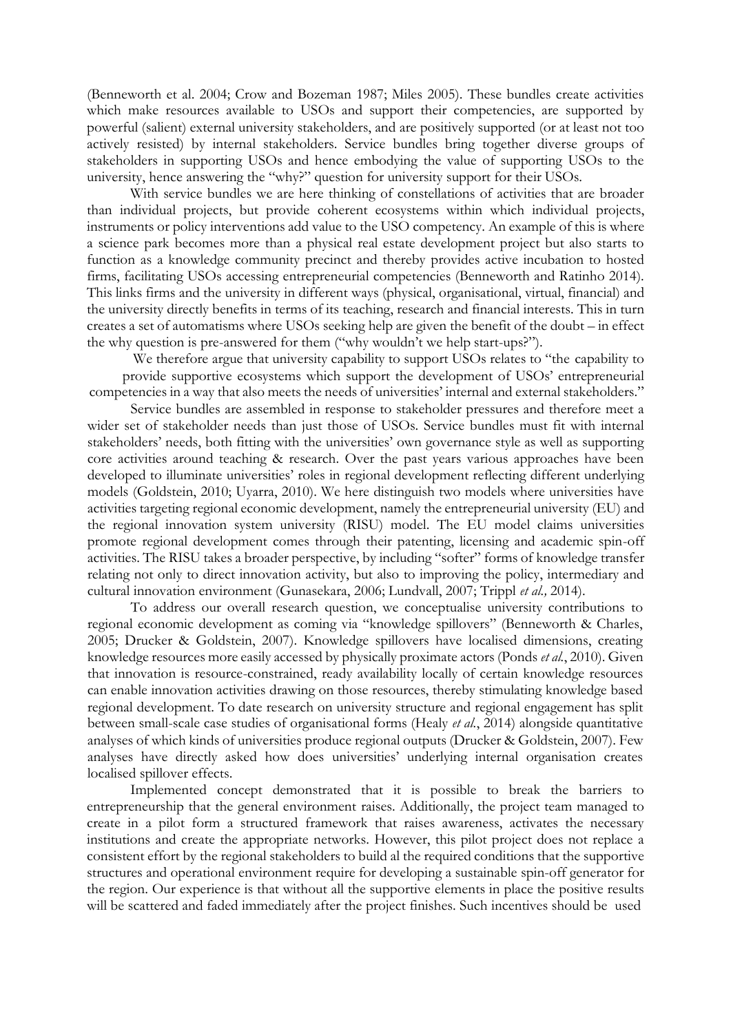(Benneworth et al. 2004; Crow and Bozeman 1987; Miles 2005). These bundles create activities which make resources available to USOs and support their competencies, are supported by powerful (salient) external university stakeholders, and are positively supported (or at least not too actively resisted) by internal stakeholders. Service bundles bring together diverse groups of stakeholders in supporting USOs and hence embodying the value of supporting USOs to the university, hence answering the "why?" question for university support for their USOs.

With service bundles we are here thinking of constellations of activities that are broader than individual projects, but provide coherent ecosystems within which individual projects, instruments or policy interventions add value to the USO competency. An example of this is where a science park becomes more than a physical real estate development project but also starts to function as a knowledge community precinct and thereby provides active incubation to hosted firms, facilitating USOs accessing entrepreneurial competencies (Benneworth and Ratinho 2014). This links firms and the university in different ways (physical, organisational, virtual, financial) and the university directly benefits in terms of its teaching, research and financial interests. This in turn creates a set of automatisms where USOs seeking help are given the benefit of the doubt – in effect the why question is pre-answered for them ("why wouldn't we help start-ups?").

We therefore argue that university capability to support USOs relates to "the capability to provide supportive ecosystems which support the development of USOs' entrepreneurial competencies in a way that also meets the needs of universities' internal and external stakeholders."

Service bundles are assembled in response to stakeholder pressures and therefore meet a wider set of stakeholder needs than just those of USOs. Service bundles must fit with internal stakeholders' needs, both fitting with the universities' own governance style as well as supporting core activities around teaching & research. Over the past years various approaches have been developed to illuminate universities' roles in regional development reflecting different underlying models (Goldstein, 2010; Uyarra, 2010). We here distinguish two models where universities have activities targeting regional economic development, namely the entrepreneurial university (EU) and the regional innovation system university (RISU) model. The EU model claims universities promote regional development comes through their patenting, licensing and academic spin-off activities. The RISU takes a broader perspective, by including "softer" forms of knowledge transfer relating not only to direct innovation activity, but also to improving the policy, intermediary and cultural innovation environment (Gunasekara, 2006; Lundvall, 2007; Trippl *et al.,* 2014).

To address our overall research question, we conceptualise university contributions to regional economic development as coming via "knowledge spillovers" (Benneworth & Charles, 2005; Drucker & Goldstein, 2007). Knowledge spillovers have localised dimensions, creating knowledge resources more easily accessed by physically proximate actors (Ponds *et al.*, 2010). Given that innovation is resource-constrained, ready availability locally of certain knowledge resources can enable innovation activities drawing on those resources, thereby stimulating knowledge based regional development. To date research on university structure and regional engagement has split between small-scale case studies of organisational forms (Healy *et al.*, 2014) alongside quantitative analyses of which kinds of universities produce regional outputs (Drucker & Goldstein, 2007). Few analyses have directly asked how does universities' underlying internal organisation creates localised spillover effects.

Implemented concept demonstrated that it is possible to break the barriers to entrepreneurship that the general environment raises. Additionally, the project team managed to create in a pilot form a structured framework that raises awareness, activates the necessary institutions and create the appropriate networks. However, this pilot project does not replace a consistent effort by the regional stakeholders to build al the required conditions that the supportive structures and operational environment require for developing a sustainable spin-off generator for the region. Our experience is that without all the supportive elements in place the positive results will be scattered and faded immediately after the project finishes. Such incentives should be used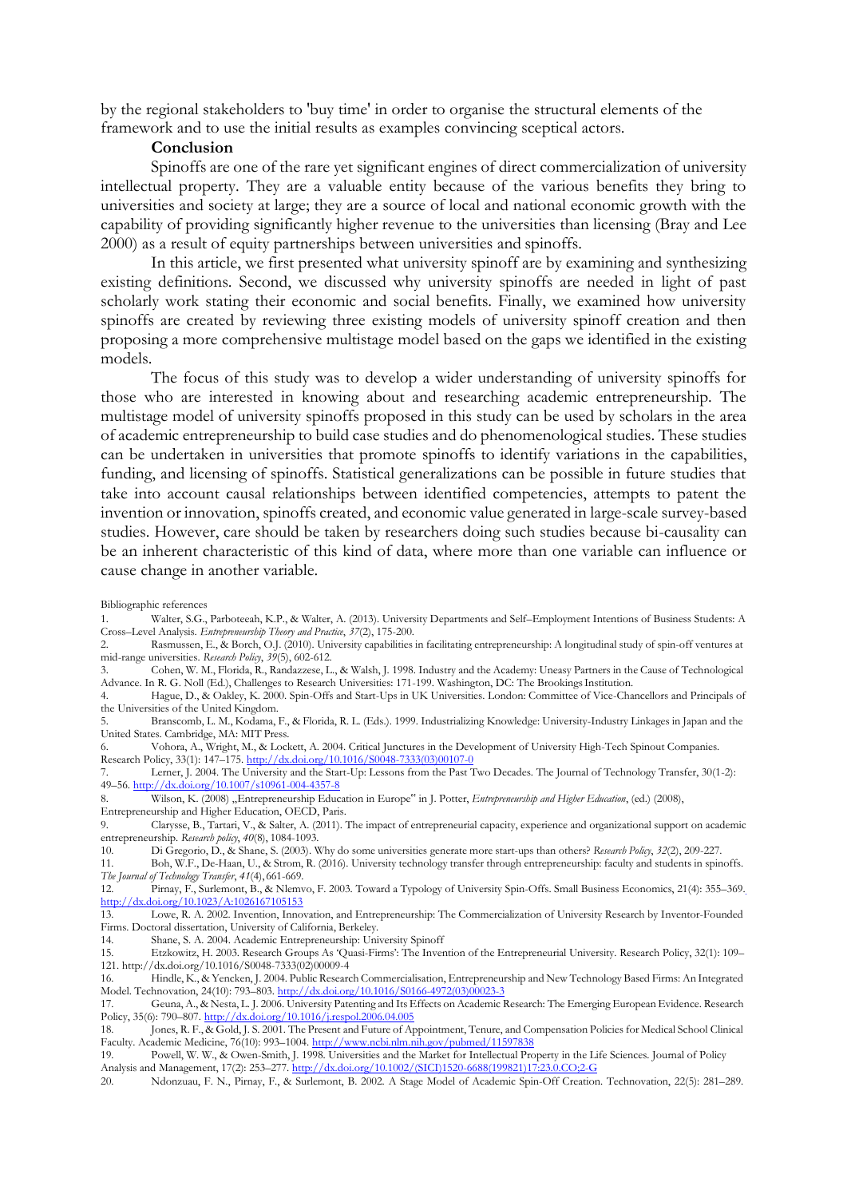by the regional stakeholders to 'buy time' in order to organise the structural elements of the framework and to use the initial results as examples convincing sceptical actors.

## Conclusion

Spinoffs are one of the rare yet significant engines of direct commercialization of university intellectual property. They are a valuable entity because of the various benefits they bring to universities and society at large; they are a source of local and national economic growth with the capability of providing significantly higher revenue to the universities than licensing (Bray and Lee 2000) as a result of equity partnerships between universities and spinoffs.

In this article, we first presented what university spinoff are by examining and synthesizing existing definitions. Second, we discussed why university spinoffs are needed in light of past scholarly work stating their economic and social benefits. Finally, we examined how university spinoffs are created by reviewing three existing models of university spinoff creation and then proposing a more comprehensive multistage model based on the gaps we identified in the existing models.

The focus of this study was to develop a wider understanding of university spinoffs for those who are interested in knowing about and researching academic entrepreneurship. The multistage model of university spinoffs proposed in this study can be used by scholars in the area of academic entrepreneurship to build case studies and do phenomenological studies. These studies can be undertaken in universities that promote spinoffs to identify variations in the capabilities, funding, and licensing of spinoffs. Statistical generalizations can be possible in future studies that take into account causal relationships between identified competencies, attempts to patent the invention or innovation, spinoffs created, and economic value generated in large-scale survey-based studies. However, care should be taken by researchers doing such studies because bi-causality can be an inherent characteristic of this kind of data, where more than one variable can influence or cause change in another variable.

Bibliographic references

1. Walter, S.G., Parboteeah, K.P., & Walter, A. (2013). University Departments and Self–Employment Intentions of Business Students: A Cross–Level Analysis. *Entrepreneurship Theory and Practice*, *37*(2), 175-200.
2. Rasmussen, E., & Borch, O.J. (2010). University capabilities in facilitating entrepreneurship: A longitudinal study of spin-off ventures at mid-range universities. *Research Policy*, *39*(5), 602-612.
3. Cohen, W. M., Florida, R., Randazzese, L., & Walsh, J. 1998. Industry and the Academy: Uneasy Partners in the Cause of Technological Advance. In R. G. Noll (Ed.), Challenges to Research Universities: 171-199. Washington, DC: The Brookings Institution.
4. Hague, D., & Oakley, K. 2000. Spin-Offs and Start-Ups in UK Universities. London: Committee of Vice-Chancellors and Principals of the Universities of the United Kingdom.
5. Branscomb, L. M., Kodama, F., & Florida, R. L. (Eds.). 1999. Industrializing Knowledge: University-Industry Linkages in Japan and the United States. Cambridge, MA: MIT Press.
6. Vohora, A., Wright, M., & Lockett, A. 2004. Critical Junctures in the Development of University High-Tech Spinout Companies. Research Policy, 33(1): 147–175. http://dx.doi.org/10.1016/S0048-7333(03)00107-0
7. Lerner, J. 2004. The University and the Start-Up: Lessons from the Past Two Decades. The Journal of Technology Transfer, 30(1-2): 49–56. http://dx.doi.org/10.1007/s10961-004-4357-8
8. Wilson, K. (2008) „Entrepreneurship Education in Europe" in J. Potter, *Entrepreneurship and Higher Education*, (ed.) (2008), Entrepreneurship and Higher Education, OECD, Paris.
9. Clarysse, B., Tartari, V., & Salter, A. (2011). The impact of entrepreneurial capacity, experience and organizational support on academic entrepreneurship. *Research policy*, *40*(8), 1084-1093.
10. Di Gregorio, D., & Shane, S. (2003). Why do some universities generate more start-ups than others? *Research Policy*, *32*(2), 209-227.
11. Boh, W.F., De-Haan, U., & Strom, R. (2016). University technology transfer through entrepreneurship: faculty and students in spinoffs. *The Journal of Technology Transfer*, *41*(4), 661-669.
12. Pirnay, F., Surlemont, B., & Nlemvo, F. 2003. Toward a Typology of University Spin-Offs. Small Business Economics, 21(4): 355–369. http://dx.doi.org/10.1023/A:1026167105153
13. Lowe, R. A. 2002. Invention, Innovation, and Entrepreneurship: The Commercialization of University Research by Inventor-Founded Firms. Doctoral dissertation, University of California, Berkeley.
14. Shane, S. A. 2004. Academic Entrepreneurship: University Spinoff
15. Etzkowitz, H. 2003. Research Groups As 'Quasi-Firms': The Invention of the Entrepreneurial University. Research Policy, 32(1): 109–121. http://dx.doi.org/10.1016/S0048-7333(02)00009-4
16. Hindle, K., & Yencken, J. 2004. Public Research Commercialisation, Entrepreneurship and New Technology Based Firms: An Integrated Model. Technovation, 24(10): 793–803. http://dx.doi.org/10.1016/S0166-4972(03)00023-3
17. Geuna, A., & Nesta, L. J. 2006. University Patenting and Its Effects on Academic Research: The Emerging European Evidence. Research Policy, 35(6): 790–807. http://dx.doi.org/10.1016/j.respol.2006.04.005
18. Jones, R. F., & Gold, J. S. 2001. The Present and Future of Appointment, Tenure, and Compensation Policies for Medical School Clinical Faculty. Academic Medicine, 76(10): 993–1004. http://www.ncbi.nlm.nih.gov/pubmed/11597838
19. Powell, W. W., & Owen-Smith, J. 1998. Universities and the Market for Intellectual Property in the Life Sciences. Journal of Policy Analysis and Management, 17(2): 253–277. http://dx.doi.org/10.1002/(SICI)1520-6688(199821)17:23.0.CO;2-G
20. Ndonzuau, F. N., Pirnay, F., & Surlemont, B. 2002. A Stage Model of Academic Spin-Off Creation. Technovation, 22(5): 281–289.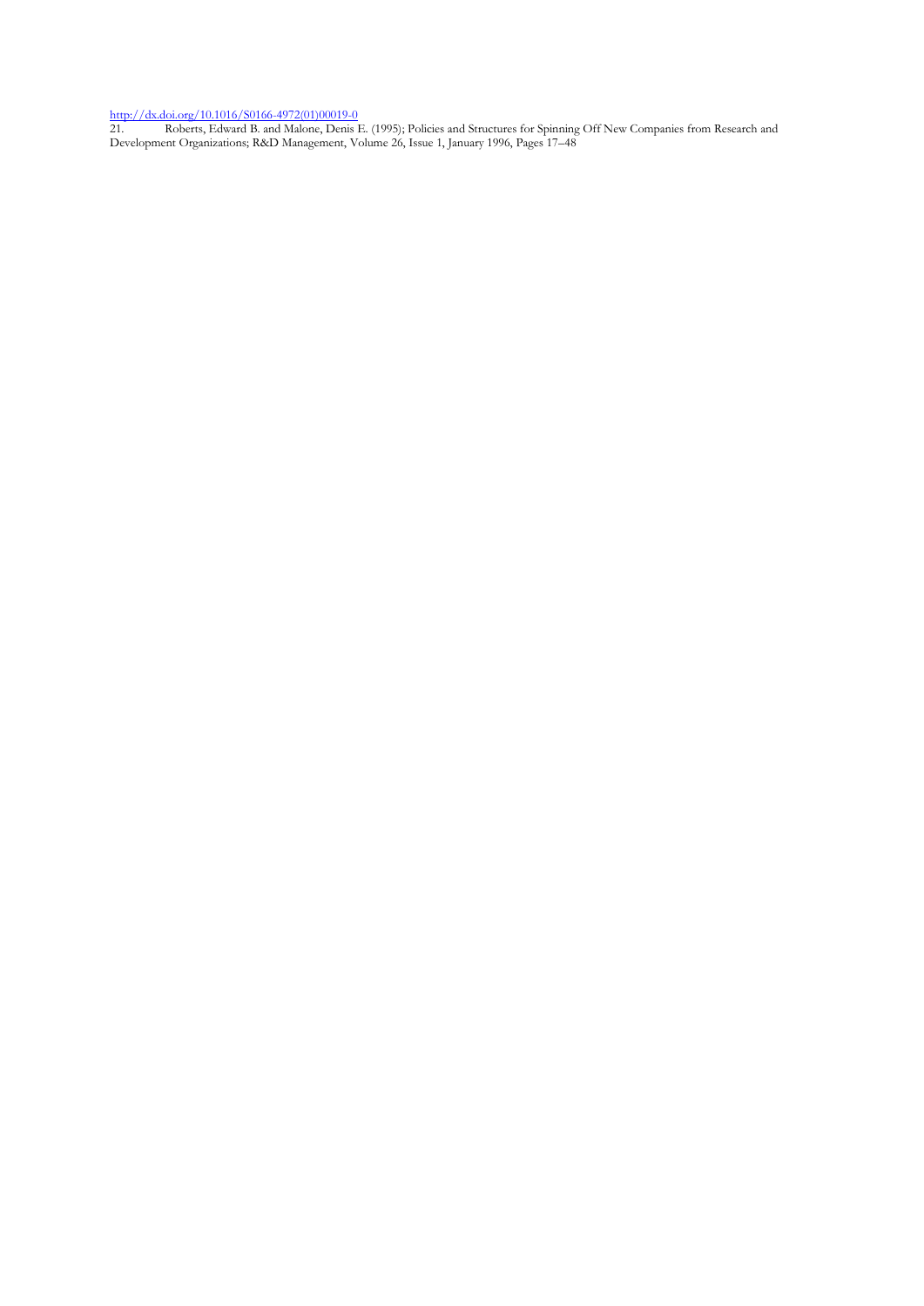http://dx.doi.org/10.1016/S0166-4972(01)00019-0

21. Roberts, Edward B. and Malone, Denis E. (1995); Policies and Structures for Spinning Off New Companies from Research and Development Organizations; R&D Management, Volume 26, Issue 1, January 1996, Pages 17–48